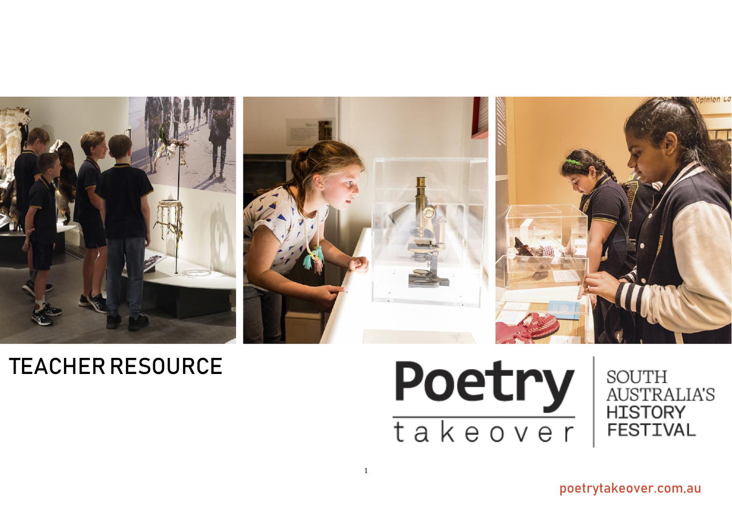# TEACHER RESOURCE

Poetry takeover

SOUTH AUSTRALIA'S HISTORY FESTIVAL

poetrytakeover.com.au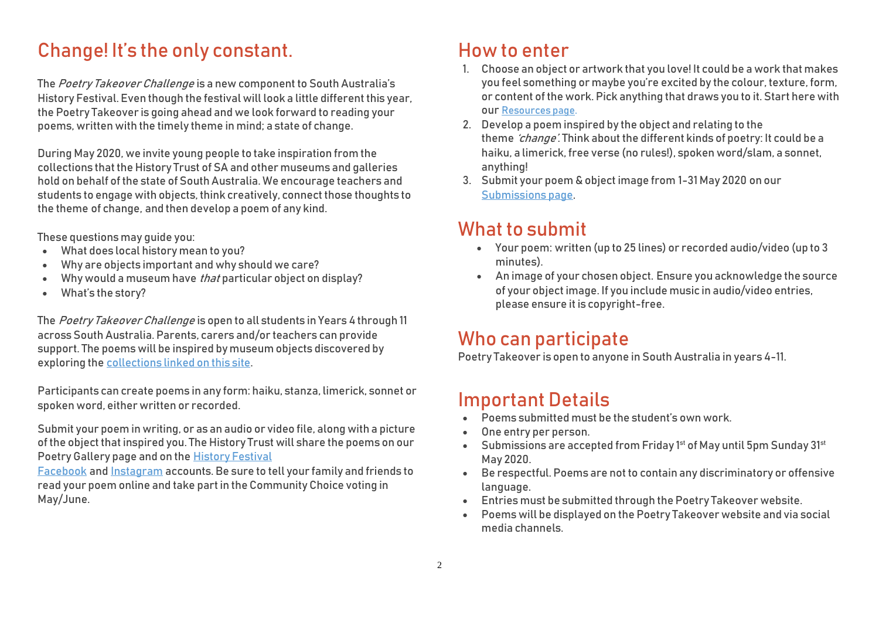## Change! It's the only constant.

The *Poetry Takeover Challenge* is a new component to South Australia's History Festival. Even though the festival will look a little different this year, the Poetry Takeover is going ahead and we look forward to reading your poems, written with the timely theme in mind; a state of change.

During May 2020, we invite young people to take inspiration from the collections that the History Trust of SA and other museums and galleries hold on behalf of the state of South Australia. We encourage teachers and students to engage with objects, think creatively, connect those thoughts to the theme of change, and then develop a poem of any kind.

These questions may guide you:

- What does local history mean to you?
- Why are objects important and why should we care?
- Why would a museum have *that* particular object on display?
- What's the story?

The *Poetry Takeover Challenge* is open to all students in Years 4 through 11 across South Australia. Parents, carers and/or teachers can provide support. The poems will be inspired by museum objects discovered by exploring the collections linked on this site.

Participants can create poems in any form: haiku, stanza, limerick, sonnet or spoken word, either written or recorded.

Submit your poem in writing, or as an audio or video file, along with a picture of the object that inspired you. The History Trust will share the poems on our Poetry Gallery page and on the History Festival Facebook and Instagram accounts. Be sure to tell your family and friends to read your poem online and take part in the Community Choice voting in May/June.

## How to enter

1. Choose an object or artwork that you love! It could be a work that makes you feel something or maybe you're excited by the colour, texture, form, or content of the work. Pick anything that draws you to it. Start here with our Resources page.
2. Develop a poem inspired by the object and relating to the theme *'change'*. Think about the different kinds of poetry: It could be a haiku, a limerick, free verse (no rules!), spoken word/slam, a sonnet, anything!
3. Submit your poem & object image from 1-31 May 2020 on our Submissions page.

## What to submit

- Your poem: written (up to 25 lines) or recorded audio/video (up to 3 minutes).
- An image of your chosen object. Ensure you acknowledge the source of your object image. If you include music in audio/video entries, please ensure it is copyright-free.

## Who can participate

Poetry Takeover is open to anyone in South Australia in years 4-11.

## Important Details

- Poems submitted must be the student's own work.
- One entry per person.
- Submissions are accepted from Friday 1st of May until 5pm Sunday 31st May 2020.
- Be respectful. Poems are not to contain any discriminatory or offensive language.
- Entries must be submitted through the Poetry Takeover website.
- Poems will be displayed on the Poetry Takeover website and via social media channels.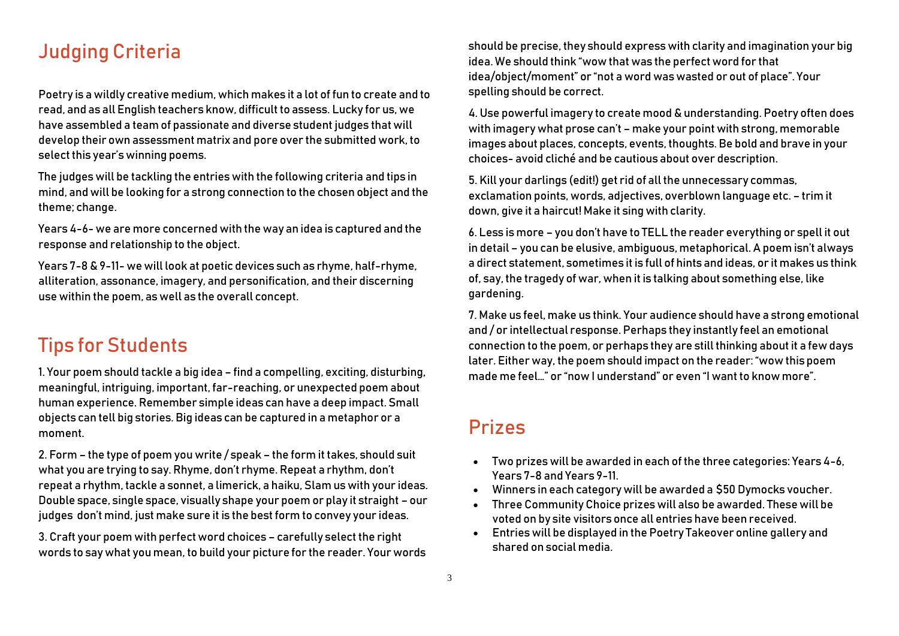## Judging Criteria

Poetry is a wildly creative medium, which makes it a lot of fun to create and to read, and as all English teachers know, difficult to assess. Lucky for us, we have assembled a team of passionate and diverse student judges that will develop their own assessment matrix and pore over the submitted work, to select this year's winning poems.

The judges will be tackling the entries with the following criteria and tips in mind, and will be looking for a strong connection to the chosen object and the theme; change.

Years 4-6- we are more concerned with the way an idea is captured and the response and relationship to the object.

Years 7-8 & 9-11- we will look at poetic devices such as rhyme, half-rhyme, alliteration, assonance, imagery, and personification, and their discerning use within the poem, as well as the overall concept.

## Tips for Students

1. Your poem should tackle a big idea – find a compelling, exciting, disturbing, meaningful, intriguing, important, far-reaching, or unexpected poem about human experience. Remember simple ideas can have a deep impact. Small objects can tell big stories. Big ideas can be captured in a metaphor or a moment.

2. Form – the type of poem you write / speak – the form it takes, should suit what you are trying to say. Rhyme, don't rhyme. Repeat a rhythm, don't repeat a rhythm, tackle a sonnet, a limerick, a haiku, Slam us with your ideas. Double space, single space, visually shape your poem or play it straight – our judges don't mind, just make sure it is the best form to convey your ideas.

3. Craft your poem with perfect word choices – carefully select the right words to say what you mean, to build your picture for the reader. Your words should be precise, they should express with clarity and imagination your big idea. We should think "wow that was the perfect word for that idea/object/moment" or "not a word was wasted or out of place". Your spelling should be correct.

4. Use powerful imagery to create mood & understanding. Poetry often does with imagery what prose can't – make your point with strong, memorable images about places, concepts, events, thoughts. Be bold and brave in your choices- avoid cliché and be cautious about over description.

5. Kill your darlings (edit!) get rid of all the unnecessary commas, exclamation points, words, adjectives, overblown language etc. – trim it down, give it a haircut! Make it sing with clarity.

6. Less is more – you don't have to TELL the reader everything or spell it out in detail – you can be elusive, ambiguous, metaphorical. A poem isn't always a direct statement, sometimes it is full of hints and ideas, or it makes us think of, say, the tragedy of war, when it is talking about something else, like gardening.

7. Make us feel, make us think. Your audience should have a strong emotional and / or intellectual response. Perhaps they instantly feel an emotional connection to the poem, or perhaps they are still thinking about it a few days later. Either way, the poem should impact on the reader: "wow this poem made me feel…" or "now I understand" or even "I want to know more".

## Prizes

- Two prizes will be awarded in each of the three categories: Years 4-6, Years 7-8 and Years 9-11.
- Winners in each category will be awarded a $50 Dymocks voucher.
- Three Community Choice prizes will also be awarded. These will be voted on by site visitors once all entries have been received.
- Entries will be displayed in the Poetry Takeover online gallery and shared on social media.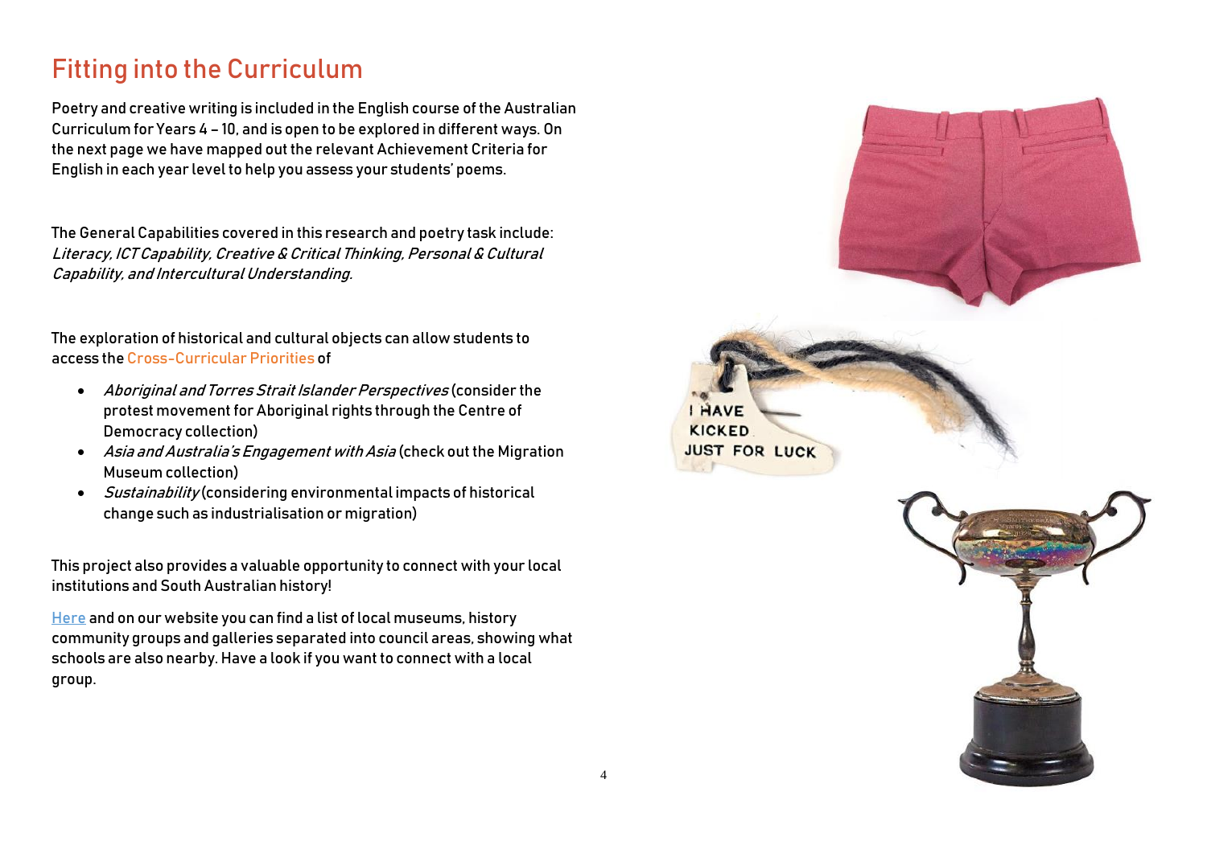# Fitting into the Curriculum

Poetry and creative writing is included in the English course of the Australian Curriculum for Years 4 – 10, and is open to be explored in different ways. On the next page we have mapped out the relevant Achievement Criteria for English in each year level to help you assess your students' poems.

The General Capabilities covered in this research and poetry task include: *Literacy, ICT Capability, Creative & Critical Thinking, Personal & Cultural Capability, and Intercultural Understanding.*

The exploration of historical and cultural objects can allow students to access the Cross-Curricular Priorities of

- *Aboriginal and Torres Strait Islander Perspectives* (consider the protest movement for Aboriginal rights through the Centre of Democracy collection)
- *Asia and Australia's Engagement with Asia* (check out the Migration Museum collection)
- *Sustainability* (considering environmental impacts of historical change such as industrialisation or migration)

This project also provides a valuable opportunity to connect with your local institutions and South Australian history!

Here and on our website you can find a list of local museums, history community groups and galleries separated into council areas, showing what schools are also nearby. Have a look if you want to connect with a local group.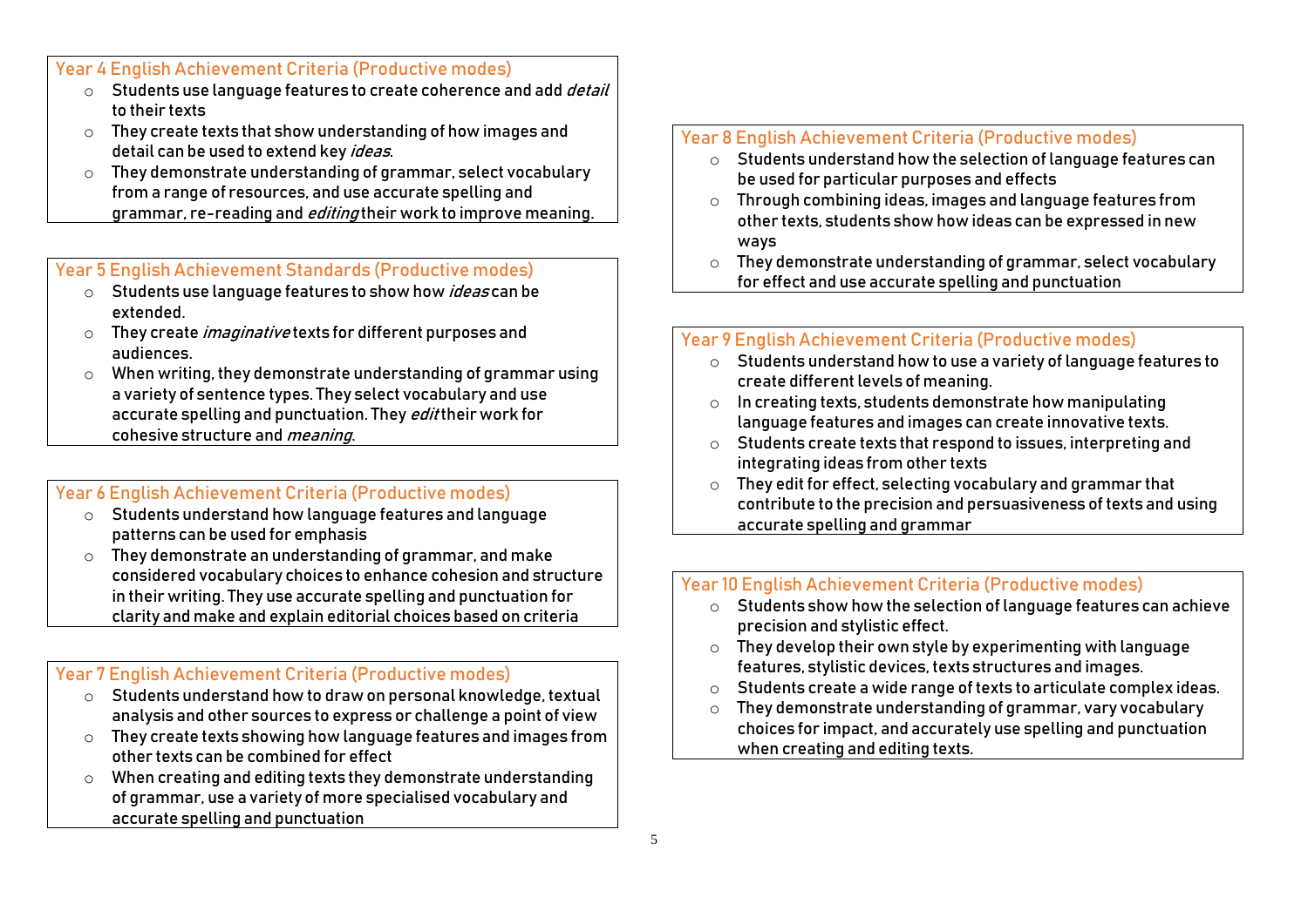## Year 4 English Achievement Criteria (Productive modes)

- Students use language features to create coherence and add *detail* to their texts
- They create texts that show understanding of how images and detail can be used to extend key *ideas*.
- They demonstrate understanding of grammar, select vocabulary from a range of resources, and use accurate spelling and grammar, re-reading and *editing* their work to improve meaning.

## Year 5 English Achievement Standards (Productive modes)

- Students use language features to show how *ideas* can be extended.
- They create *imaginative* texts for different purposes and audiences.
- When writing, they demonstrate understanding of grammar using a variety of sentence types. They select vocabulary and use accurate spelling and punctuation. They *edit* their work for cohesive structure and *meaning*.

## Year 6 English Achievement Criteria (Productive modes)

- Students understand how language features and language patterns can be used for emphasis
- They demonstrate an understanding of grammar, and make considered vocabulary choices to enhance cohesion and structure in their writing. They use accurate spelling and punctuation for clarity and make and explain editorial choices based on criteria

## Year 7 English Achievement Criteria (Productive modes)

- Students understand how to draw on personal knowledge, textual analysis and other sources to express or challenge a point of view
- They create texts showing how language features and images from other texts can be combined for effect
- When creating and editing texts they demonstrate understanding of grammar, use a variety of more specialised vocabulary and accurate spelling and punctuation

## Year 8 English Achievement Criteria (Productive modes)

- Students understand how the selection of language features can be used for particular purposes and effects
- Through combining ideas, images and language features from other texts, students show how ideas can be expressed in new ways
- They demonstrate understanding of grammar, select vocabulary for effect and use accurate spelling and punctuation

## Year 9 English Achievement Criteria (Productive modes)

- Students understand how to use a variety of language features to create different levels of meaning.
- In creating texts, students demonstrate how manipulating language features and images can create innovative texts.
- Students create texts that respond to issues, interpreting and integrating ideas from other texts
- They edit for effect, selecting vocabulary and grammar that contribute to the precision and persuasiveness of texts and using accurate spelling and grammar

## Year 10 English Achievement Criteria (Productive modes)

- Students show how the selection of language features can achieve precision and stylistic effect.
- They develop their own style by experimenting with language features, stylistic devices, texts structures and images.
- Students create a wide range of texts to articulate complex ideas.
- They demonstrate understanding of grammar, vary vocabulary choices for impact, and accurately use spelling and punctuation when creating and editing texts.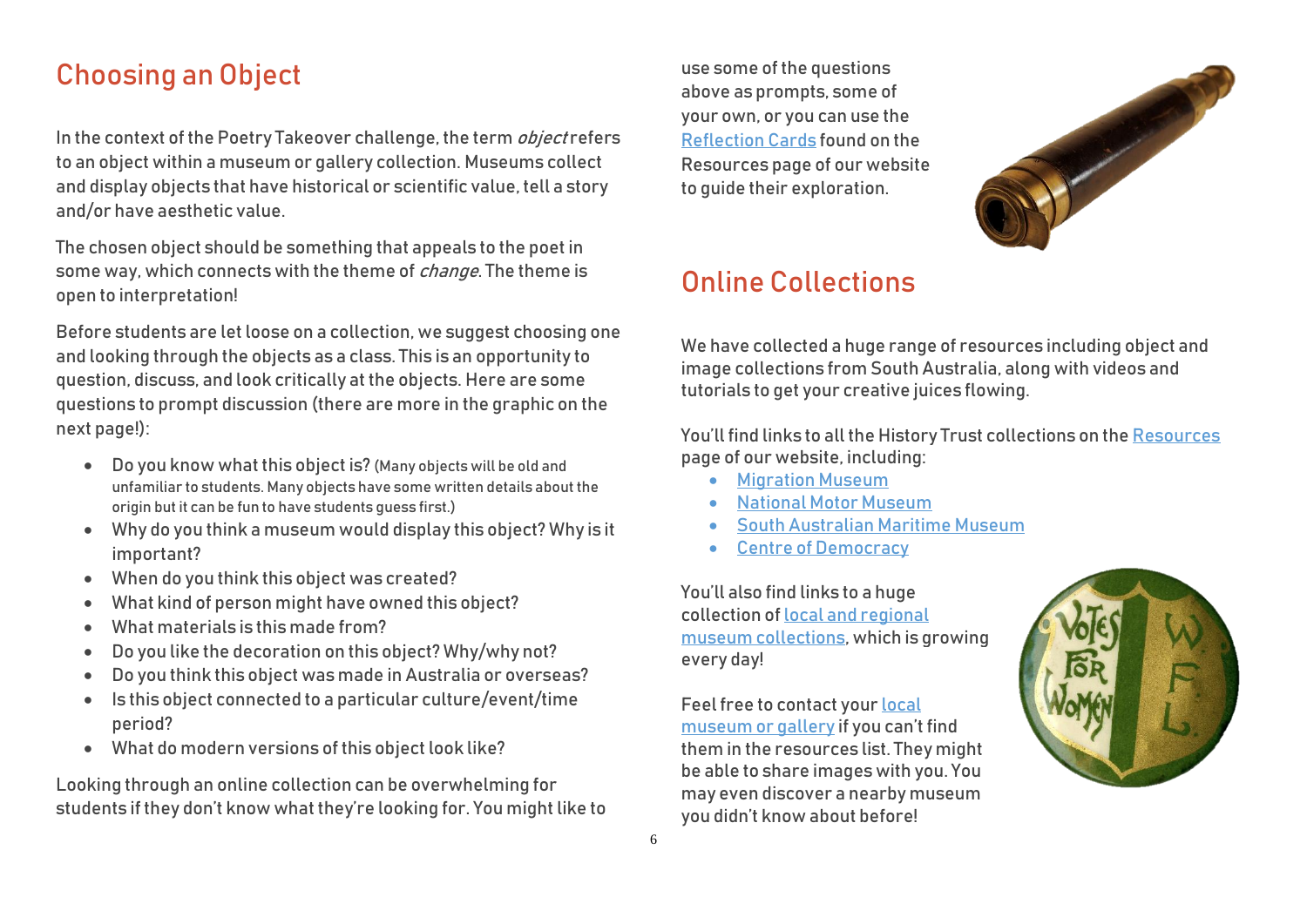## Choosing an Object

In the context of the Poetry Takeover challenge, the term *object* refers to an object within a museum or gallery collection. Museums collect and display objects that have historical or scientific value, tell a story and/or have aesthetic value.

The chosen object should be something that appeals to the poet in some way, which connects with the theme of *change*. The theme is open to interpretation!

Before students are let loose on a collection, we suggest choosing one and looking through the objects as a class. This is an opportunity to question, discuss, and look critically at the objects. Here are some questions to prompt discussion (there are more in the graphic on the next page!):

- Do you know what this object is? (Many objects will be old and unfamiliar to students. Many objects have some written details about the origin but it can be fun to have students guess first.)
- Why do you think a museum would display this object? Why is it important?
- When do you think this object was created?
- What kind of person might have owned this object?
- What materials is this made from?
- Do you like the decoration on this object? Why/why not?
- Do you think this object was made in Australia or overseas?
- Is this object connected to a particular culture/event/time period?
- What do modern versions of this object look like?

Looking through an online collection can be overwhelming for students if they don't know what they're looking for. You might like to use some of the questions above as prompts, some of your own, or you can use the Reflection Cards found on the Resources page of our website to guide their exploration.

## Online Collections

We have collected a huge range of resources including object and image collections from South Australia, along with videos and tutorials to get your creative juices flowing.

You'll find links to all the History Trust collections on the Resources page of our website, including:

- Migration Museum
- National Motor Museum
- South Australian Maritime Museum
- Centre of Democracy

You'll also find links to a huge collection of local and regional museum collections, which is growing every day!

Feel free to contact your local museum or gallery if you can't find them in the resources list. They might be able to share images with you. You may even discover a nearby museum you didn't know about before!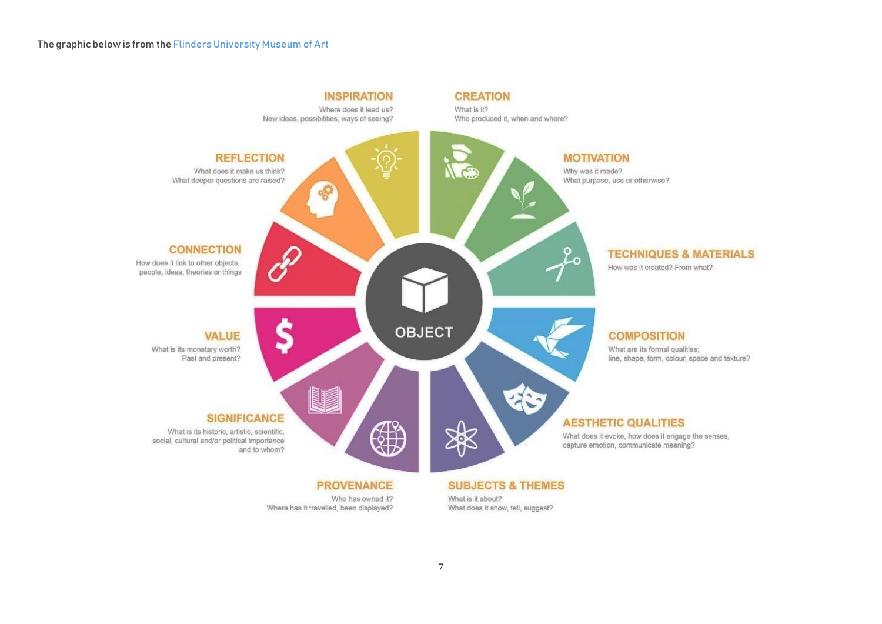The graphic below is from the [Flinders University Museum of Art]

**OBJECT**

**INSPIRATION**
Where does it lead us?
New ideas, possibilities, ways of seeing?

**CREATION**
What is it?
Who produced it, when and where?

**MOTIVATION**
Why was it made?
What purpose, use or otherwise?

**TECHNIQUES & MATERIALS**
How was it created? From what?

**COMPOSITION**
What are its formal qualities;
line, shape, form, colour, space and texture?

**AESTHETIC QUALITIES**
What does it evoke, how does it engage the senses,
capture emotion, communicate meaning?

**SUBJECTS & THEMES**
What is it about?
What does it show, tell, suggest?

**PROVENANCE**
Who has owned it?
Where has it travelled, been displayed?

**SIGNIFICANCE**
What is its historic, artistic, scientific,
social, cultural and/or political importance
and to whom?

**VALUE**
What is its monetary worth?
Past and present?

**CONNECTION**
How does it link to other objects,
people, ideas, theories or things

**REFLECTION**
What does it make us think?
What deeper questions are raised?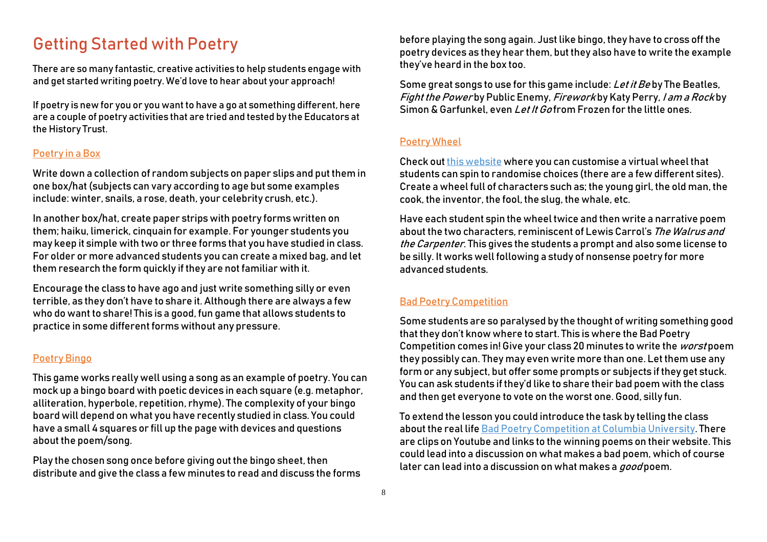# Getting Started with Poetry

There are so many fantastic, creative activities to help students engage with and get started writing poetry. We'd love to hear about your approach!

If poetry is new for you or you want to have a go at something different, here are a couple of poetry activities that are tried and tested by the Educators at the History Trust.

## Poetry in a Box

Write down a collection of random subjects on paper slips and put them in one box/hat (subjects can vary according to age but some examples include: winter, snails, a rose, death, your celebrity crush, etc.).

In another box/hat, create paper strips with poetry forms written on them; haiku, limerick, cinquain for example. For younger students you may keep it simple with two or three forms that you have studied in class. For older or more advanced students you can create a mixed bag, and let them research the form quickly if they are not familiar with it.

Encourage the class to have ago and just write something silly or even terrible, as they don't have to share it. Although there are always a few who do want to share! This is a good, fun game that allows students to practice in some different forms without any pressure.

## Poetry Bingo

This game works really well using a song as an example of poetry. You can mock up a bingo board with poetic devices in each square (e.g. metaphor, alliteration, hyperbole, repetition, rhyme). The complexity of your bingo board will depend on what you have recently studied in class. You could have a small 4 squares or fill up the page with devices and questions about the poem/song.

Play the chosen song once before giving out the bingo sheet, then distribute and give the class a few minutes to read and discuss the forms before playing the song again. Just like bingo, they have to cross off the poetry devices as they hear them, but they also have to write the example they've heard in the box too.

Some great songs to use for this game include: *Let it Be* by The Beatles, *Fight the Power* by Public Enemy, *Firework* by Katy Perry, *I am a Rock* by Simon & Garfunkel, even *Let It Go* from Frozen for the little ones.

## Poetry Wheel

Check out this website where you can customise a virtual wheel that students can spin to randomise choices (there are a few different sites). Create a wheel full of characters such as; the young girl, the old man, the cook, the inventor, the fool, the slug, the whale, etc.

Have each student spin the wheel twice and then write a narrative poem about the two characters, reminiscent of Lewis Carrol's *The Walrus and the Carpenter*. This gives the students a prompt and also some license to be silly. It works well following a study of nonsense poetry for more advanced students.

## Bad Poetry Competition

Some students are so paralysed by the thought of writing something good that they don't know where to start. This is where the Bad Poetry Competition comes in! Give your class 20 minutes to write the *worst* poem they possibly can. They may even write more than one. Let them use any form or any subject, but offer some prompts or subjects if they get stuck. You can ask students if they'd like to share their bad poem with the class and then get everyone to vote on the worst one. Good, silly fun.

To extend the lesson you could introduce the task by telling the class about the real life Bad Poetry Competition at Columbia University. There are clips on Youtube and links to the winning poems on their website. This could lead into a discussion on what makes a bad poem, which of course later can lead into a discussion on what makes a *good* poem.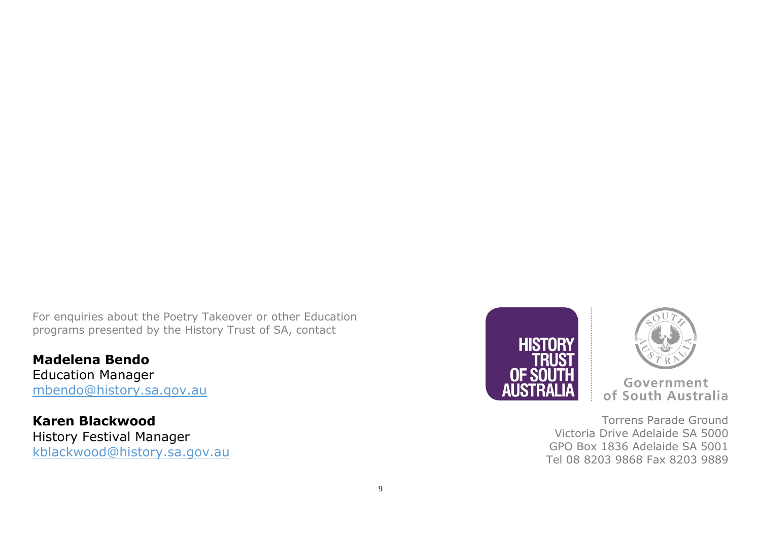For enquiries about the Poetry Takeover or other Education programs presented by the History Trust of SA, contact

**Madelena Bendo**
Education Manager
mbendo@history.sa.gov.au

**Karen Blackwood**
History Festival Manager
kblackwood@history.sa.gov.au

HISTORY TRUST OF SOUTH AUSTRALIA

Government of South Australia

Torrens Parade Ground
Victoria Drive Adelaide SA 5000
GPO Box 1836 Adelaide SA 5001
Tel 08 8203 9868 Fax 8203 9889